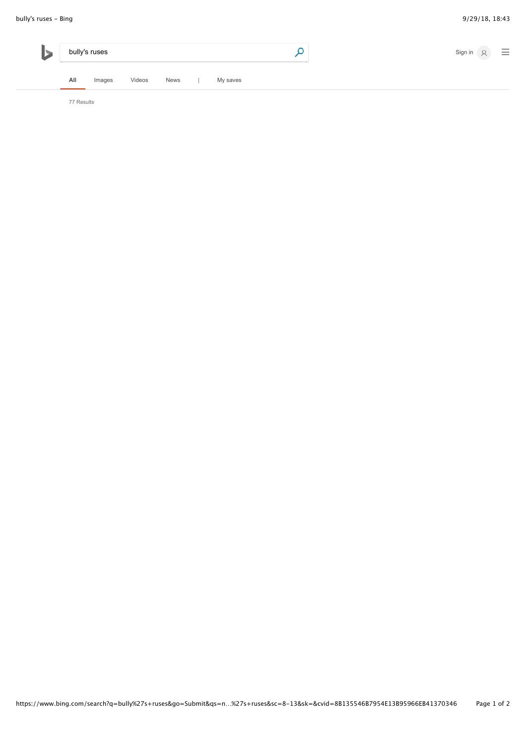bully's ruses

All Images Videos News | My saves

77 Results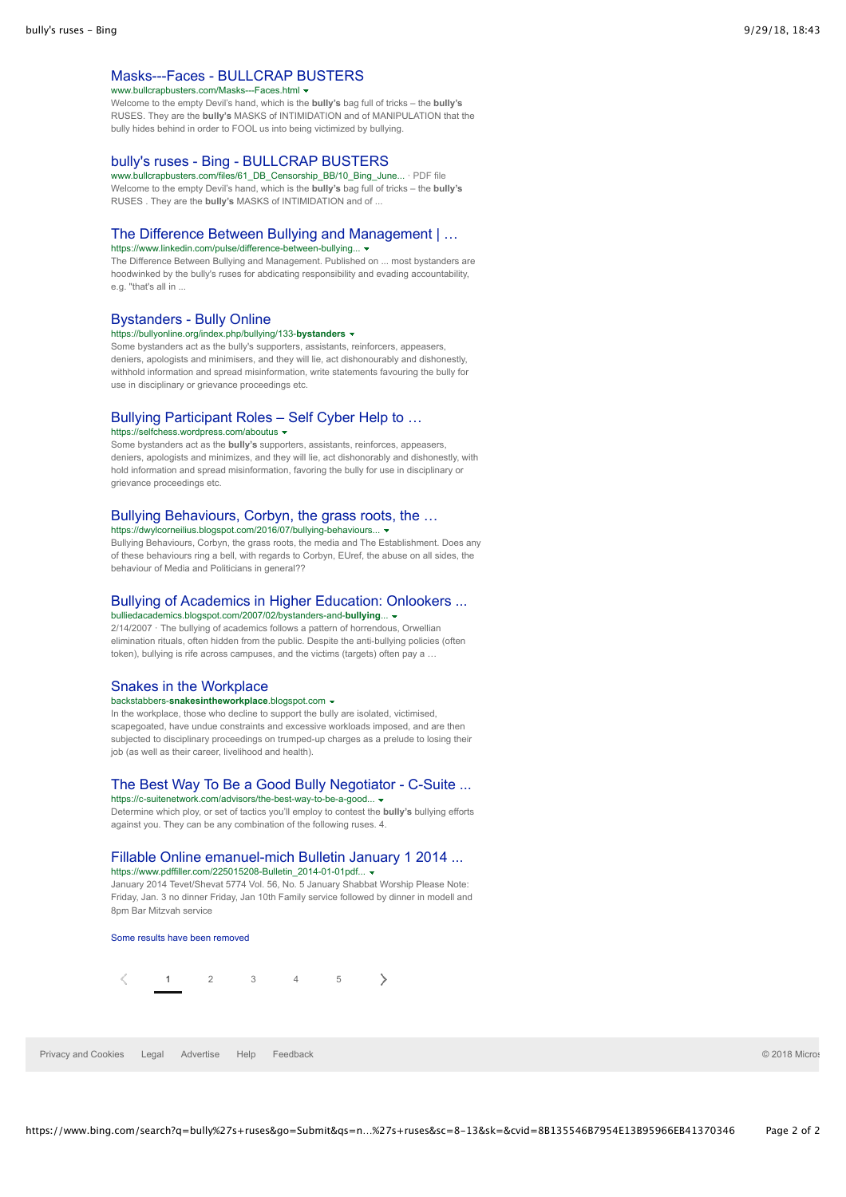Masks---Faces - BULLCRAP BUSTERS
www.bullcrapbusters.com/Masks---Faces.html

Welcome to the empty Devil's hand, which is the **bully's** bag full of tricks – the **bully's** RUSES. They are the **bully's** MASKS of INTIMIDATION and of MANIPULATION that the bully hides behind in order to FOOL us into being victimized by bullying.

bully's ruses - Bing - BULLCRAP BUSTERS
www.bullcrapbusters.com/files/61_DB_Censorship_BB/10_Bing_June... · PDF file

Welcome to the empty Devil's hand, which is the **bully's** bag full of tricks – the **bully's** RUSES . They are the **bully's** MASKS of INTIMIDATION and of ...

The Difference Between Bullying and Management | …
https://www.linkedin.com/pulse/difference-between-bullying...

The Difference Between Bullying and Management. Published on ... most bystanders are hoodwinked by the bully's ruses for abdicating responsibility and evading accountability, e.g. "that's all in ...

Bystanders - Bully Online
https://bullyonline.org/index.php/bullying/133-**bystanders**

Some bystanders act as the bully's supporters, assistants, reinforcers, appeasers, deniers, apologists and minimisers, and they will lie, act dishonourably and dishonestly, withhold information and spread misinformation, write statements favouring the bully for use in disciplinary or grievance proceedings etc.

Bullying Participant Roles – Self Cyber Help to …
https://selfchess.wordpress.com/aboutus

Some bystanders act as the **bully's** supporters, assistants, reinforces, appeasers, deniers, apologists and minimizes, and they will lie, act dishonorably and dishonestly, with hold information and spread misinformation, favoring the bully for use in disciplinary or grievance proceedings etc.

Bullying Behaviours, Corbyn, the grass roots, the …
https://dwylcorneilius.blogspot.com/2016/07/bullying-behaviours...

Bullying Behaviours, Corbyn, the grass roots, the media and The Establishment. Does any of these behaviours ring a bell, with regards to Corbyn, EUref, the abuse on all sides, the behaviour of Media and Politicians in general??

Bullying of Academics in Higher Education: Onlookers ...
bulliedacademics.blogspot.com/2007/02/bystanders-and-**bullying**...

2/14/2007 · The bullying of academics follows a pattern of horrendous, Orwellian elimination rituals, often hidden from the public. Despite the anti-bullying policies (often token), bullying is rife across campuses, and the victims (targets) often pay a …

Snakes in the Workplace
backstabbers-**snakesintheworkplace**.blogspot.com

In the workplace, those who decline to support the bully are isolated, victimised, scapegoated, have undue constraints and excessive workloads imposed, and are then subjected to disciplinary proceedings on trumped-up charges as a prelude to losing their job (as well as their career, livelihood and health).

The Best Way To Be a Good Bully Negotiator - C-Suite ...
https://c-suitenetwork.com/advisors/the-best-way-to-be-a-good...

Determine which ploy, or set of tactics you'll employ to contest the **bully's** bullying efforts against you. They can be any combination of the following ruses. 4.

Fillable Online emanuel-mich Bulletin January 1 2014 ...
https://www.pdffiller.com/225015208-Bulletin_2014-01-01pdf...

January 2014 Tevet/Shevat 5774 Vol. 56, No. 5 January Shabbat Worship Please Note: Friday, Jan. 3 no dinner Friday, Jan 10th Family service followed by dinner in modell and 8pm Bar Mitzvah service

Some results have been removed

1 2 3 4 5

Privacy and Cookies Legal Advertise Help Feedback © 2018 Micros